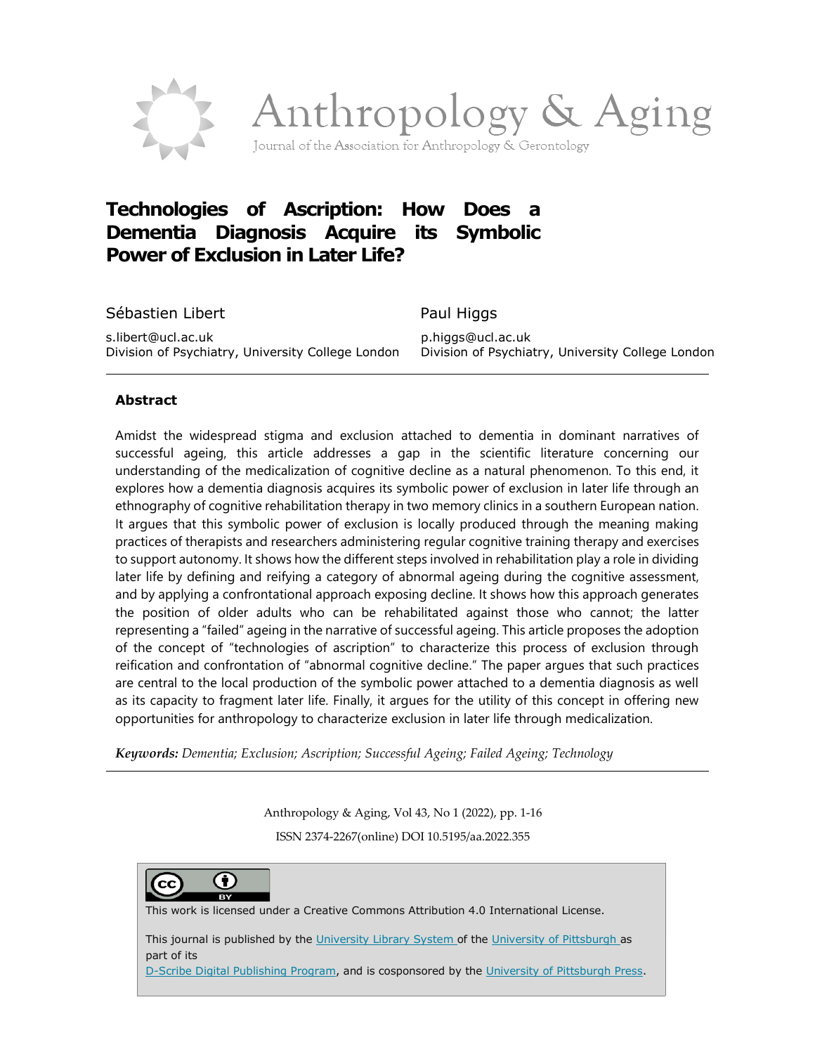# Technologies of Ascription: How Does a Dementia Diagnosis Acquire its Symbolic Power of Exclusion in Later Life?

Sébastien Libert
s.libert@ucl.ac.uk
Division of Psychiatry, University College London

Paul Higgs
p.higgs@ucl.ac.uk
Division of Psychiatry, University College London

## Abstract

Amidst the widespread stigma and exclusion attached to dementia in dominant narratives of successful ageing, this article addresses a gap in the scientific literature concerning our understanding of the medicalization of cognitive decline as a natural phenomenon. To this end, it explores how a dementia diagnosis acquires its symbolic power of exclusion in later life through an ethnography of cognitive rehabilitation therapy in two memory clinics in a southern European nation. It argues that this symbolic power of exclusion is locally produced through the meaning making practices of therapists and researchers administering regular cognitive training therapy and exercises to support autonomy. It shows how the different steps involved in rehabilitation play a role in dividing later life by defining and reifying a category of abnormal ageing during the cognitive assessment, and by applying a confrontational approach exposing decline. It shows how this approach generates the position of older adults who can be rehabilitated against those who cannot; the latter representing a "failed" ageing in the narrative of successful ageing. This article proposes the adoption of the concept of "technologies of ascription" to characterize this process of exclusion through reification and confrontation of "abnormal cognitive decline." The paper argues that such practices are central to the local production of the symbolic power attached to a dementia diagnosis as well as its capacity to fragment later life. Finally, it argues for the utility of this concept in offering new opportunities for anthropology to characterize exclusion in later life through medicalization.

***Keywords:*** *Dementia; Exclusion; Ascription; Successful Ageing; Failed Ageing; Technology*

Anthropology & Aging, Vol 43, No 1 (2022), pp. 1-16
ISSN 2374-2267(online) DOI 10.5195/aa.2022.355

This work is licensed under a Creative Commons Attribution 4.0 International License.

This journal is published by the University Library System of the University of Pittsburgh as part of its D-Scribe Digital Publishing Program, and is cosponsored by the University of Pittsburgh Press.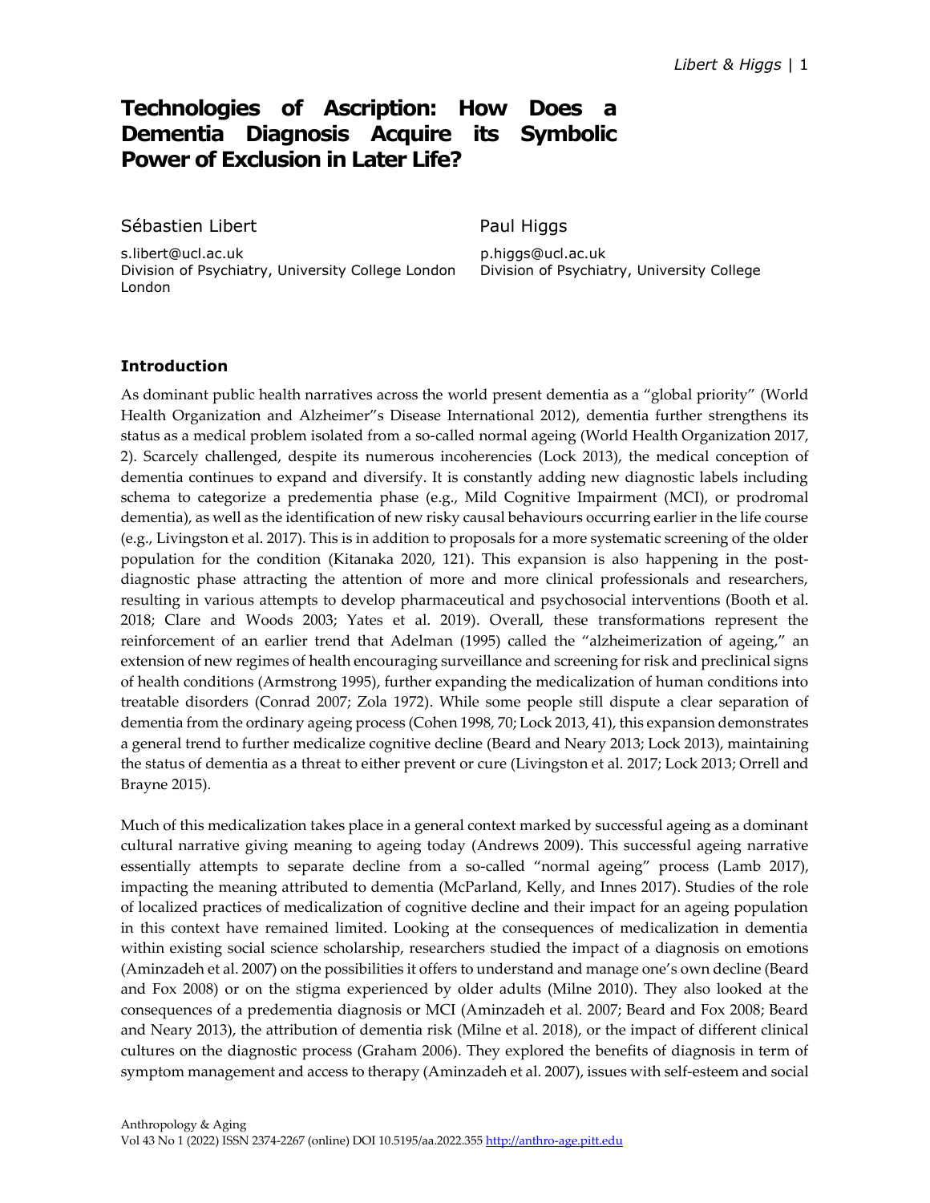# Technologies of Ascription: How Does a Dementia Diagnosis Acquire its Symbolic Power of Exclusion in Later Life?

Sébastien Libert

s.libert@ucl.ac.uk
Division of Psychiatry, University College London
London

Paul Higgs

p.higgs@ucl.ac.uk
Division of Psychiatry, University College

## Introduction

As dominant public health narratives across the world present dementia as a "global priority" (World Health Organization and Alzheimer"s Disease International 2012), dementia further strengthens its status as a medical problem isolated from a so-called normal ageing (World Health Organization 2017, 2). Scarcely challenged, despite its numerous incoherencies (Lock 2013), the medical conception of dementia continues to expand and diversify. It is constantly adding new diagnostic labels including schema to categorize a predementia phase (e.g., Mild Cognitive Impairment (MCI), or prodromal dementia), as well as the identification of new risky causal behaviours occurring earlier in the life course (e.g., Livingston et al. 2017). This is in addition to proposals for a more systematic screening of the older population for the condition (Kitanaka 2020, 121). This expansion is also happening in the post-diagnostic phase attracting the attention of more and more clinical professionals and researchers, resulting in various attempts to develop pharmaceutical and psychosocial interventions (Booth et al. 2018; Clare and Woods 2003; Yates et al. 2019). Overall, these transformations represent the reinforcement of an earlier trend that Adelman (1995) called the "alzheimerization of ageing," an extension of new regimes of health encouraging surveillance and screening for risk and preclinical signs of health conditions (Armstrong 1995), further expanding the medicalization of human conditions into treatable disorders (Conrad 2007; Zola 1972). While some people still dispute a clear separation of dementia from the ordinary ageing process (Cohen 1998, 70; Lock 2013, 41), this expansion demonstrates a general trend to further medicalize cognitive decline (Beard and Neary 2013; Lock 2013), maintaining the status of dementia as a threat to either prevent or cure (Livingston et al. 2017; Lock 2013; Orrell and Brayne 2015).

Much of this medicalization takes place in a general context marked by successful ageing as a dominant cultural narrative giving meaning to ageing today (Andrews 2009). This successful ageing narrative essentially attempts to separate decline from a so-called "normal ageing" process (Lamb 2017), impacting the meaning attributed to dementia (McParland, Kelly, and Innes 2017). Studies of the role of localized practices of medicalization of cognitive decline and their impact for an ageing population in this context have remained limited. Looking at the consequences of medicalization in dementia within existing social science scholarship, researchers studied the impact of a diagnosis on emotions (Aminzadeh et al. 2007) on the possibilities it offers to understand and manage one's own decline (Beard and Fox 2008) or on the stigma experienced by older adults (Milne 2010). They also looked at the consequences of a predementia diagnosis or MCI (Aminzadeh et al. 2007; Beard and Fox 2008; Beard and Neary 2013), the attribution of dementia risk (Milne et al. 2018), or the impact of different clinical cultures on the diagnostic process (Graham 2006). They explored the benefits of diagnosis in term of symptom management and access to therapy (Aminzadeh et al. 2007), issues with self-esteem and social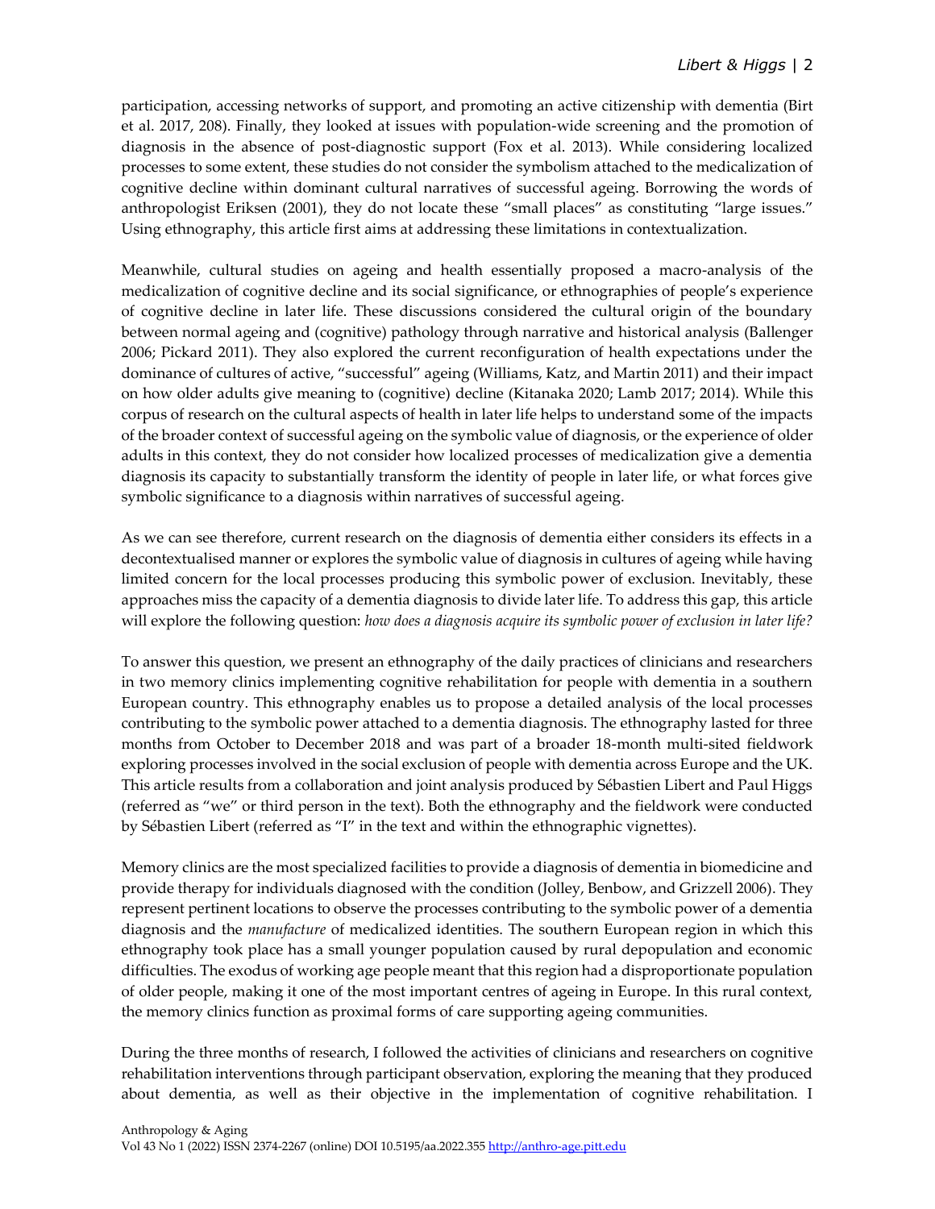participation, accessing networks of support, and promoting an active citizenship with dementia (Birt et al. 2017, 208). Finally, they looked at issues with population-wide screening and the promotion of diagnosis in the absence of post-diagnostic support (Fox et al. 2013). While considering localized processes to some extent, these studies do not consider the symbolism attached to the medicalization of cognitive decline within dominant cultural narratives of successful ageing. Borrowing the words of anthropologist Eriksen (2001), they do not locate these "small places" as constituting "large issues." Using ethnography, this article first aims at addressing these limitations in contextualization.

Meanwhile, cultural studies on ageing and health essentially proposed a macro-analysis of the medicalization of cognitive decline and its social significance, or ethnographies of people's experience of cognitive decline in later life. These discussions considered the cultural origin of the boundary between normal ageing and (cognitive) pathology through narrative and historical analysis (Ballenger 2006; Pickard 2011). They also explored the current reconfiguration of health expectations under the dominance of cultures of active, "successful" ageing (Williams, Katz, and Martin 2011) and their impact on how older adults give meaning to (cognitive) decline (Kitanaka 2020; Lamb 2017; 2014). While this corpus of research on the cultural aspects of health in later life helps to understand some of the impacts of the broader context of successful ageing on the symbolic value of diagnosis, or the experience of older adults in this context, they do not consider how localized processes of medicalization give a dementia diagnosis its capacity to substantially transform the identity of people in later life, or what forces give symbolic significance to a diagnosis within narratives of successful ageing.

As we can see therefore, current research on the diagnosis of dementia either considers its effects in a decontextualised manner or explores the symbolic value of diagnosis in cultures of ageing while having limited concern for the local processes producing this symbolic power of exclusion. Inevitably, these approaches miss the capacity of a dementia diagnosis to divide later life. To address this gap, this article will explore the following question: *how does a diagnosis acquire its symbolic power of exclusion in later life?*

To answer this question, we present an ethnography of the daily practices of clinicians and researchers in two memory clinics implementing cognitive rehabilitation for people with dementia in a southern European country. This ethnography enables us to propose a detailed analysis of the local processes contributing to the symbolic power attached to a dementia diagnosis. The ethnography lasted for three months from October to December 2018 and was part of a broader 18-month multi-sited fieldwork exploring processes involved in the social exclusion of people with dementia across Europe and the UK. This article results from a collaboration and joint analysis produced by Sébastien Libert and Paul Higgs (referred as "we" or third person in the text). Both the ethnography and the fieldwork were conducted by Sébastien Libert (referred as "I" in the text and within the ethnographic vignettes).

Memory clinics are the most specialized facilities to provide a diagnosis of dementia in biomedicine and provide therapy for individuals diagnosed with the condition (Jolley, Benbow, and Grizzell 2006). They represent pertinent locations to observe the processes contributing to the symbolic power of a dementia diagnosis and the *manufacture* of medicalized identities. The southern European region in which this ethnography took place has a small younger population caused by rural depopulation and economic difficulties. The exodus of working age people meant that this region had a disproportionate population of older people, making it one of the most important centres of ageing in Europe. In this rural context, the memory clinics function as proximal forms of care supporting ageing communities.

During the three months of research, I followed the activities of clinicians and researchers on cognitive rehabilitation interventions through participant observation, exploring the meaning that they produced about dementia, as well as their objective in the implementation of cognitive rehabilitation. I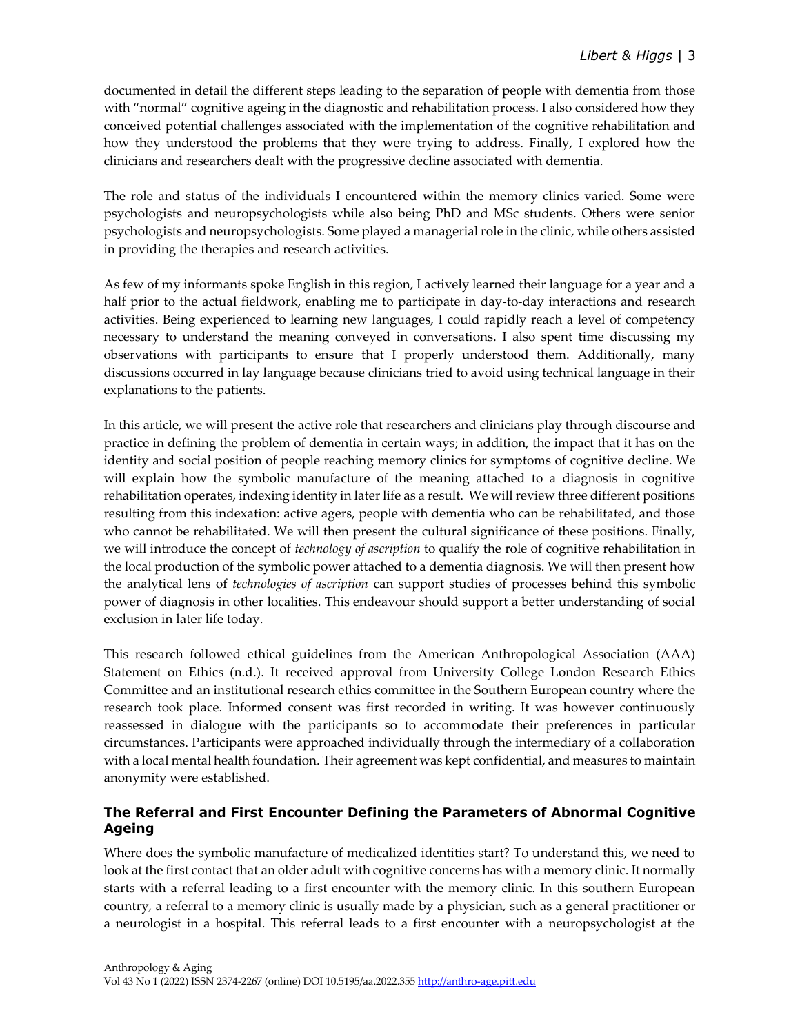documented in detail the different steps leading to the separation of people with dementia from those with "normal" cognitive ageing in the diagnostic and rehabilitation process. I also considered how they conceived potential challenges associated with the implementation of the cognitive rehabilitation and how they understood the problems that they were trying to address. Finally, I explored how the clinicians and researchers dealt with the progressive decline associated with dementia.

The role and status of the individuals I encountered within the memory clinics varied. Some were psychologists and neuropsychologists while also being PhD and MSc students. Others were senior psychologists and neuropsychologists. Some played a managerial role in the clinic, while others assisted in providing the therapies and research activities.

As few of my informants spoke English in this region, I actively learned their language for a year and a half prior to the actual fieldwork, enabling me to participate in day-to-day interactions and research activities. Being experienced to learning new languages, I could rapidly reach a level of competency necessary to understand the meaning conveyed in conversations. I also spent time discussing my observations with participants to ensure that I properly understood them. Additionally, many discussions occurred in lay language because clinicians tried to avoid using technical language in their explanations to the patients.

In this article, we will present the active role that researchers and clinicians play through discourse and practice in defining the problem of dementia in certain ways; in addition, the impact that it has on the identity and social position of people reaching memory clinics for symptoms of cognitive decline. We will explain how the symbolic manufacture of the meaning attached to a diagnosis in cognitive rehabilitation operates, indexing identity in later life as a result. We will review three different positions resulting from this indexation: active agers, people with dementia who can be rehabilitated, and those who cannot be rehabilitated. We will then present the cultural significance of these positions. Finally, we will introduce the concept of *technology of ascription* to qualify the role of cognitive rehabilitation in the local production of the symbolic power attached to a dementia diagnosis. We will then present how the analytical lens of *technologies of ascription* can support studies of processes behind this symbolic power of diagnosis in other localities. This endeavour should support a better understanding of social exclusion in later life today.

This research followed ethical guidelines from the American Anthropological Association (AAA) Statement on Ethics (n.d.). It received approval from University College London Research Ethics Committee and an institutional research ethics committee in the Southern European country where the research took place. Informed consent was first recorded in writing. It was however continuously reassessed in dialogue with the participants so to accommodate their preferences in particular circumstances. Participants were approached individually through the intermediary of a collaboration with a local mental health foundation. Their agreement was kept confidential, and measures to maintain anonymity were established.

### The Referral and First Encounter Defining the Parameters of Abnormal Cognitive Ageing

Where does the symbolic manufacture of medicalized identities start? To understand this, we need to look at the first contact that an older adult with cognitive concerns has with a memory clinic. It normally starts with a referral leading to a first encounter with the memory clinic. In this southern European country, a referral to a memory clinic is usually made by a physician, such as a general practitioner or a neurologist in a hospital. This referral leads to a first encounter with a neuropsychologist at the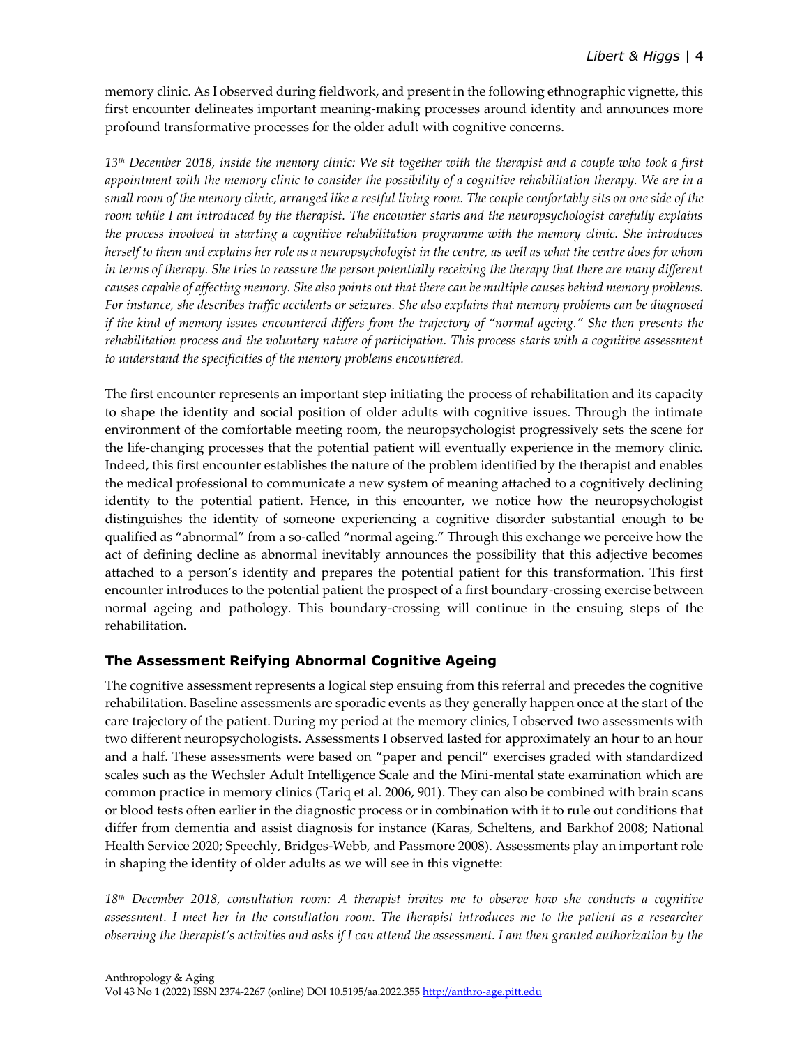memory clinic. As I observed during fieldwork, and present in the following ethnographic vignette, this first encounter delineates important meaning-making processes around identity and announces more profound transformative processes for the older adult with cognitive concerns.

*13th December 2018, inside the memory clinic: We sit together with the therapist and a couple who took a first appointment with the memory clinic to consider the possibility of a cognitive rehabilitation therapy. We are in a small room of the memory clinic, arranged like a restful living room. The couple comfortably sits on one side of the room while I am introduced by the therapist. The encounter starts and the neuropsychologist carefully explains the process involved in starting a cognitive rehabilitation programme with the memory clinic. She introduces herself to them and explains her role as a neuropsychologist in the centre, as well as what the centre does for whom in terms of therapy. She tries to reassure the person potentially receiving the therapy that there are many different causes capable of affecting memory. She also points out that there can be multiple causes behind memory problems. For instance, she describes traffic accidents or seizures. She also explains that memory problems can be diagnosed if the kind of memory issues encountered differs from the trajectory of "normal ageing." She then presents the rehabilitation process and the voluntary nature of participation. This process starts with a cognitive assessment to understand the specificities of the memory problems encountered.*

The first encounter represents an important step initiating the process of rehabilitation and its capacity to shape the identity and social position of older adults with cognitive issues. Through the intimate environment of the comfortable meeting room, the neuropsychologist progressively sets the scene for the life-changing processes that the potential patient will eventually experience in the memory clinic. Indeed, this first encounter establishes the nature of the problem identified by the therapist and enables the medical professional to communicate a new system of meaning attached to a cognitively declining identity to the potential patient. Hence, in this encounter, we notice how the neuropsychologist distinguishes the identity of someone experiencing a cognitive disorder substantial enough to be qualified as "abnormal" from a so-called "normal ageing." Through this exchange we perceive how the act of defining decline as abnormal inevitably announces the possibility that this adjective becomes attached to a person's identity and prepares the potential patient for this transformation. This first encounter introduces to the potential patient the prospect of a first boundary-crossing exercise between normal ageing and pathology. This boundary-crossing will continue in the ensuing steps of the rehabilitation.

## The Assessment Reifying Abnormal Cognitive Ageing

The cognitive assessment represents a logical step ensuing from this referral and precedes the cognitive rehabilitation. Baseline assessments are sporadic events as they generally happen once at the start of the care trajectory of the patient. During my period at the memory clinics, I observed two assessments with two different neuropsychologists. Assessments I observed lasted for approximately an hour to an hour and a half. These assessments were based on "paper and pencil" exercises graded with standardized scales such as the Wechsler Adult Intelligence Scale and the Mini-mental state examination which are common practice in memory clinics (Tariq et al. 2006, 901). They can also be combined with brain scans or blood tests often earlier in the diagnostic process or in combination with it to rule out conditions that differ from dementia and assist diagnosis for instance (Karas, Scheltens, and Barkhof 2008; National Health Service 2020; Speechly, Bridges-Webb, and Passmore 2008). Assessments play an important role in shaping the identity of older adults as we will see in this vignette:

*18th December 2018, consultation room: A therapist invites me to observe how she conducts a cognitive assessment. I meet her in the consultation room. The therapist introduces me to the patient as a researcher observing the therapist's activities and asks if I can attend the assessment. I am then granted authorization by the*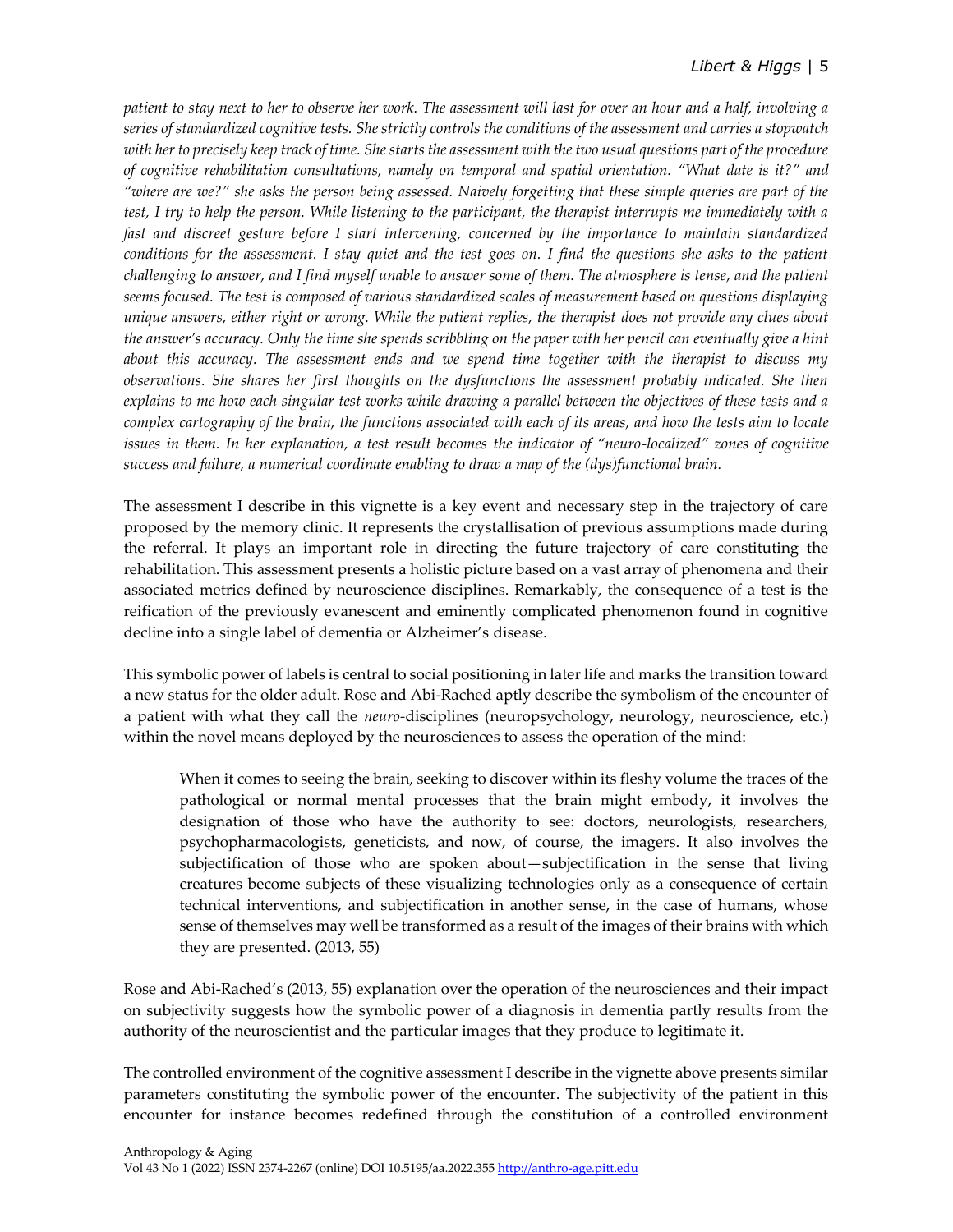*patient to stay next to her to observe her work. The assessment will last for over an hour and a half, involving a series of standardized cognitive tests. She strictly controls the conditions of the assessment and carries a stopwatch with her to precisely keep track of time. She starts the assessment with the two usual questions part of the procedure of cognitive rehabilitation consultations, namely on temporal and spatial orientation. "What date is it?" and "where are we?" she asks the person being assessed. Naively forgetting that these simple queries are part of the test, I try to help the person. While listening to the participant, the therapist interrupts me immediately with a fast and discreet gesture before I start intervening, concerned by the importance to maintain standardized conditions for the assessment. I stay quiet and the test goes on. I find the questions she asks to the patient challenging to answer, and I find myself unable to answer some of them. The atmosphere is tense, and the patient seems focused. The test is composed of various standardized scales of measurement based on questions displaying unique answers, either right or wrong. While the patient replies, the therapist does not provide any clues about the answer's accuracy. Only the time she spends scribbling on the paper with her pencil can eventually give a hint about this accuracy. The assessment ends and we spend time together with the therapist to discuss my observations. She shares her first thoughts on the dysfunctions the assessment probably indicated. She then explains to me how each singular test works while drawing a parallel between the objectives of these tests and a complex cartography of the brain, the functions associated with each of its areas, and how the tests aim to locate issues in them. In her explanation, a test result becomes the indicator of "neuro-localized" zones of cognitive success and failure, a numerical coordinate enabling to draw a map of the (dys)functional brain.*

The assessment I describe in this vignette is a key event and necessary step in the trajectory of care proposed by the memory clinic. It represents the crystallisation of previous assumptions made during the referral. It plays an important role in directing the future trajectory of care constituting the rehabilitation. This assessment presents a holistic picture based on a vast array of phenomena and their associated metrics defined by neuroscience disciplines. Remarkably, the consequence of a test is the reification of the previously evanescent and eminently complicated phenomenon found in cognitive decline into a single label of dementia or Alzheimer's disease.

This symbolic power of labels is central to social positioning in later life and marks the transition toward a new status for the older adult. Rose and Abi-Rached aptly describe the symbolism of the encounter of a patient with what they call the *neuro*-disciplines (neuropsychology, neurology, neuroscience, etc.) within the novel means deployed by the neurosciences to assess the operation of the mind:

> When it comes to seeing the brain, seeking to discover within its fleshy volume the traces of the pathological or normal mental processes that the brain might embody, it involves the designation of those who have the authority to see: doctors, neurologists, researchers, psychopharmacologists, geneticists, and now, of course, the imagers. It also involves the subjectification of those who are spoken about—subjectification in the sense that living creatures become subjects of these visualizing technologies only as a consequence of certain technical interventions, and subjectification in another sense, in the case of humans, whose sense of themselves may well be transformed as a result of the images of their brains with which they are presented. (2013, 55)

Rose and Abi-Rached's (2013, 55) explanation over the operation of the neurosciences and their impact on subjectivity suggests how the symbolic power of a diagnosis in dementia partly results from the authority of the neuroscientist and the particular images that they produce to legitimate it.

The controlled environment of the cognitive assessment I describe in the vignette above presents similar parameters constituting the symbolic power of the encounter. The subjectivity of the patient in this encounter for instance becomes redefined through the constitution of a controlled environment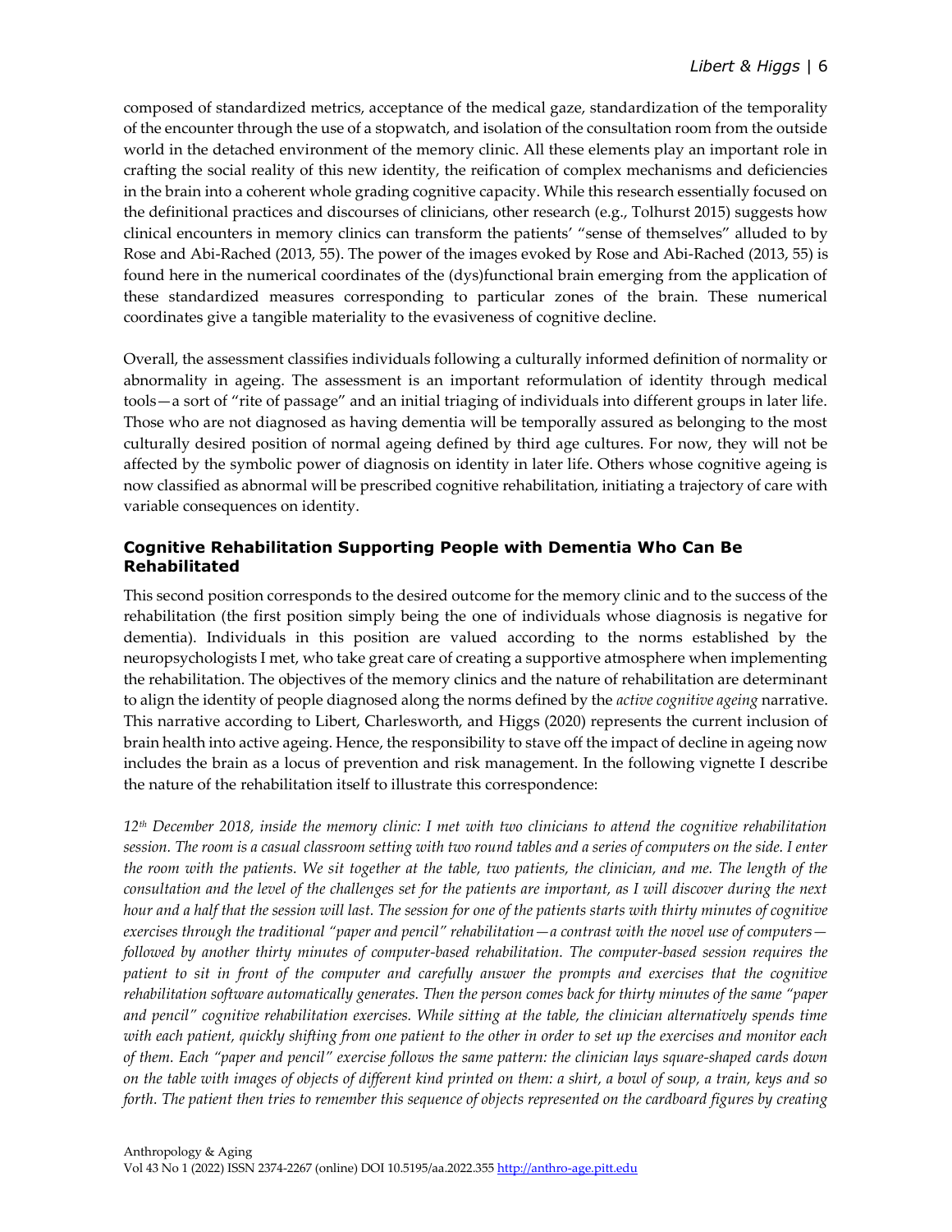composed of standardized metrics, acceptance of the medical gaze, standardization of the temporality of the encounter through the use of a stopwatch, and isolation of the consultation room from the outside world in the detached environment of the memory clinic. All these elements play an important role in crafting the social reality of this new identity, the reification of complex mechanisms and deficiencies in the brain into a coherent whole grading cognitive capacity. While this research essentially focused on the definitional practices and discourses of clinicians, other research (e.g., Tolhurst 2015) suggests how clinical encounters in memory clinics can transform the patients' "sense of themselves" alluded to by Rose and Abi-Rached (2013, 55). The power of the images evoked by Rose and Abi-Rached (2013, 55) is found here in the numerical coordinates of the (dys)functional brain emerging from the application of these standardized measures corresponding to particular zones of the brain. These numerical coordinates give a tangible materiality to the evasiveness of cognitive decline.

Overall, the assessment classifies individuals following a culturally informed definition of normality or abnormality in ageing. The assessment is an important reformulation of identity through medical tools—a sort of "rite of passage" and an initial triaging of individuals into different groups in later life. Those who are not diagnosed as having dementia will be temporally assured as belonging to the most culturally desired position of normal ageing defined by third age cultures. For now, they will not be affected by the symbolic power of diagnosis on identity in later life. Others whose cognitive ageing is now classified as abnormal will be prescribed cognitive rehabilitation, initiating a trajectory of care with variable consequences on identity.

### Cognitive Rehabilitation Supporting People with Dementia Who Can Be Rehabilitated

This second position corresponds to the desired outcome for the memory clinic and to the success of the rehabilitation (the first position simply being the one of individuals whose diagnosis is negative for dementia). Individuals in this position are valued according to the norms established by the neuropsychologists I met, who take great care of creating a supportive atmosphere when implementing the rehabilitation. The objectives of the memory clinics and the nature of rehabilitation are determinant to align the identity of people diagnosed along the norms defined by the *active cognitive ageing* narrative. This narrative according to Libert, Charlesworth, and Higgs (2020) represents the current inclusion of brain health into active ageing. Hence, the responsibility to stave off the impact of decline in ageing now includes the brain as a locus of prevention and risk management. In the following vignette I describe the nature of the rehabilitation itself to illustrate this correspondence:

*12th December 2018, inside the memory clinic: I met with two clinicians to attend the cognitive rehabilitation session. The room is a casual classroom setting with two round tables and a series of computers on the side. I enter the room with the patients. We sit together at the table, two patients, the clinician, and me. The length of the consultation and the level of the challenges set for the patients are important, as I will discover during the next hour and a half that the session will last. The session for one of the patients starts with thirty minutes of cognitive exercises through the traditional "paper and pencil" rehabilitation—a contrast with the novel use of computers—followed by another thirty minutes of computer-based rehabilitation. The computer-based session requires the patient to sit in front of the computer and carefully answer the prompts and exercises that the cognitive rehabilitation software automatically generates. Then the person comes back for thirty minutes of the same "paper and pencil" cognitive rehabilitation exercises. While sitting at the table, the clinician alternatively spends time with each patient, quickly shifting from one patient to the other in order to set up the exercises and monitor each of them. Each "paper and pencil" exercise follows the same pattern: the clinician lays square-shaped cards down on the table with images of objects of different kind printed on them: a shirt, a bowl of soup, a train, keys and so forth. The patient then tries to remember this sequence of objects represented on the cardboard figures by creating*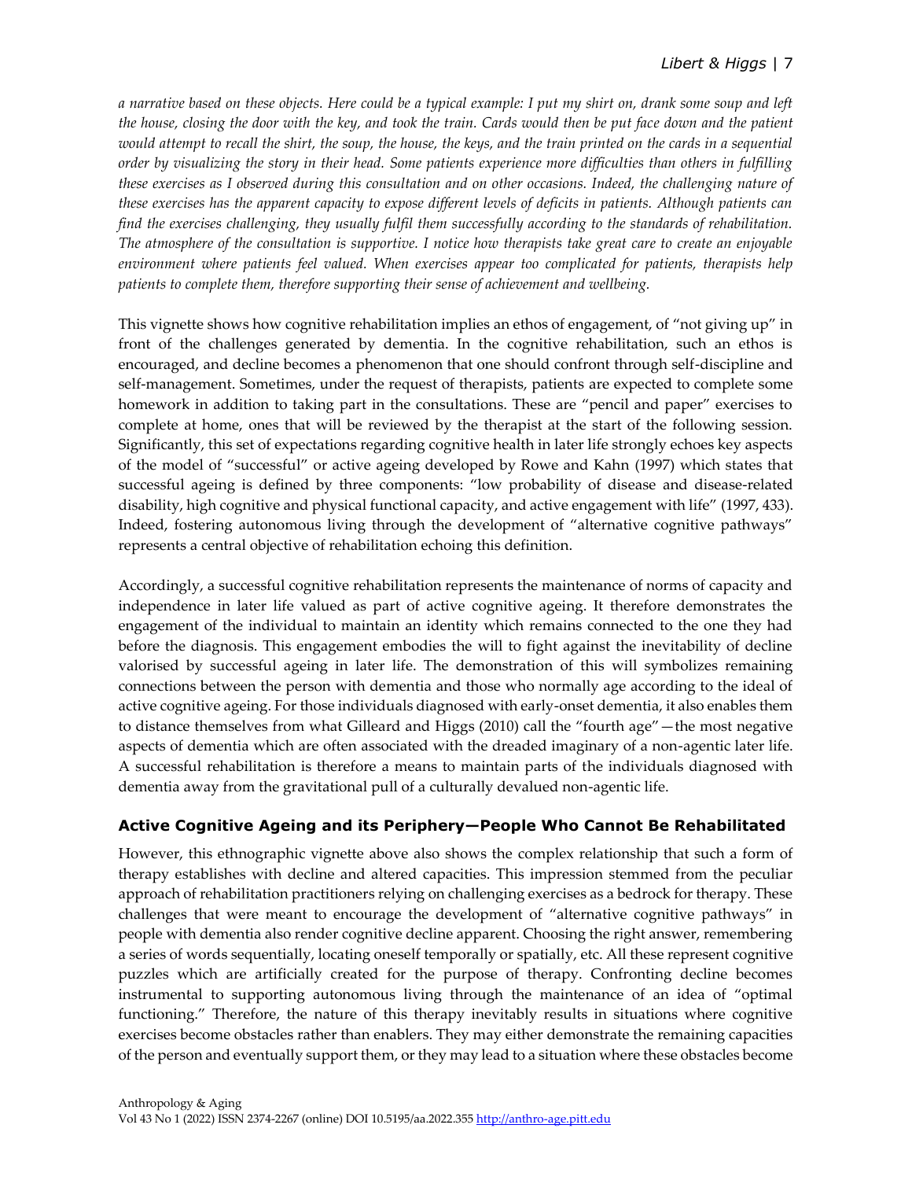*a narrative based on these objects. Here could be a typical example: I put my shirt on, drank some soup and left the house, closing the door with the key, and took the train. Cards would then be put face down and the patient would attempt to recall the shirt, the soup, the house, the keys, and the train printed on the cards in a sequential order by visualizing the story in their head. Some patients experience more difficulties than others in fulfilling these exercises as I observed during this consultation and on other occasions. Indeed, the challenging nature of these exercises has the apparent capacity to expose different levels of deficits in patients. Although patients can find the exercises challenging, they usually fulfil them successfully according to the standards of rehabilitation. The atmosphere of the consultation is supportive. I notice how therapists take great care to create an enjoyable environment where patients feel valued. When exercises appear too complicated for patients, therapists help patients to complete them, therefore supporting their sense of achievement and wellbeing.*

This vignette shows how cognitive rehabilitation implies an ethos of engagement, of "not giving up" in front of the challenges generated by dementia. In the cognitive rehabilitation, such an ethos is encouraged, and decline becomes a phenomenon that one should confront through self-discipline and self-management. Sometimes, under the request of therapists, patients are expected to complete some homework in addition to taking part in the consultations. These are "pencil and paper" exercises to complete at home, ones that will be reviewed by the therapist at the start of the following session. Significantly, this set of expectations regarding cognitive health in later life strongly echoes key aspects of the model of "successful" or active ageing developed by Rowe and Kahn (1997) which states that successful ageing is defined by three components: "low probability of disease and disease-related disability, high cognitive and physical functional capacity, and active engagement with life" (1997, 433). Indeed, fostering autonomous living through the development of "alternative cognitive pathways" represents a central objective of rehabilitation echoing this definition.

Accordingly, a successful cognitive rehabilitation represents the maintenance of norms of capacity and independence in later life valued as part of active cognitive ageing. It therefore demonstrates the engagement of the individual to maintain an identity which remains connected to the one they had before the diagnosis. This engagement embodies the will to fight against the inevitability of decline valorised by successful ageing in later life. The demonstration of this will symbolizes remaining connections between the person with dementia and those who normally age according to the ideal of active cognitive ageing. For those individuals diagnosed with early-onset dementia, it also enables them to distance themselves from what Gilleard and Higgs (2010) call the "fourth age"—the most negative aspects of dementia which are often associated with the dreaded imaginary of a non-agentic later life. A successful rehabilitation is therefore a means to maintain parts of the individuals diagnosed with dementia away from the gravitational pull of a culturally devalued non-agentic life.

## Active Cognitive Ageing and its Periphery—People Who Cannot Be Rehabilitated

However, this ethnographic vignette above also shows the complex relationship that such a form of therapy establishes with decline and altered capacities. This impression stemmed from the peculiar approach of rehabilitation practitioners relying on challenging exercises as a bedrock for therapy. These challenges that were meant to encourage the development of "alternative cognitive pathways" in people with dementia also render cognitive decline apparent. Choosing the right answer, remembering a series of words sequentially, locating oneself temporally or spatially, etc. All these represent cognitive puzzles which are artificially created for the purpose of therapy. Confronting decline becomes instrumental to supporting autonomous living through the maintenance of an idea of "optimal functioning." Therefore, the nature of this therapy inevitably results in situations where cognitive exercises become obstacles rather than enablers. They may either demonstrate the remaining capacities of the person and eventually support them, or they may lead to a situation where these obstacles become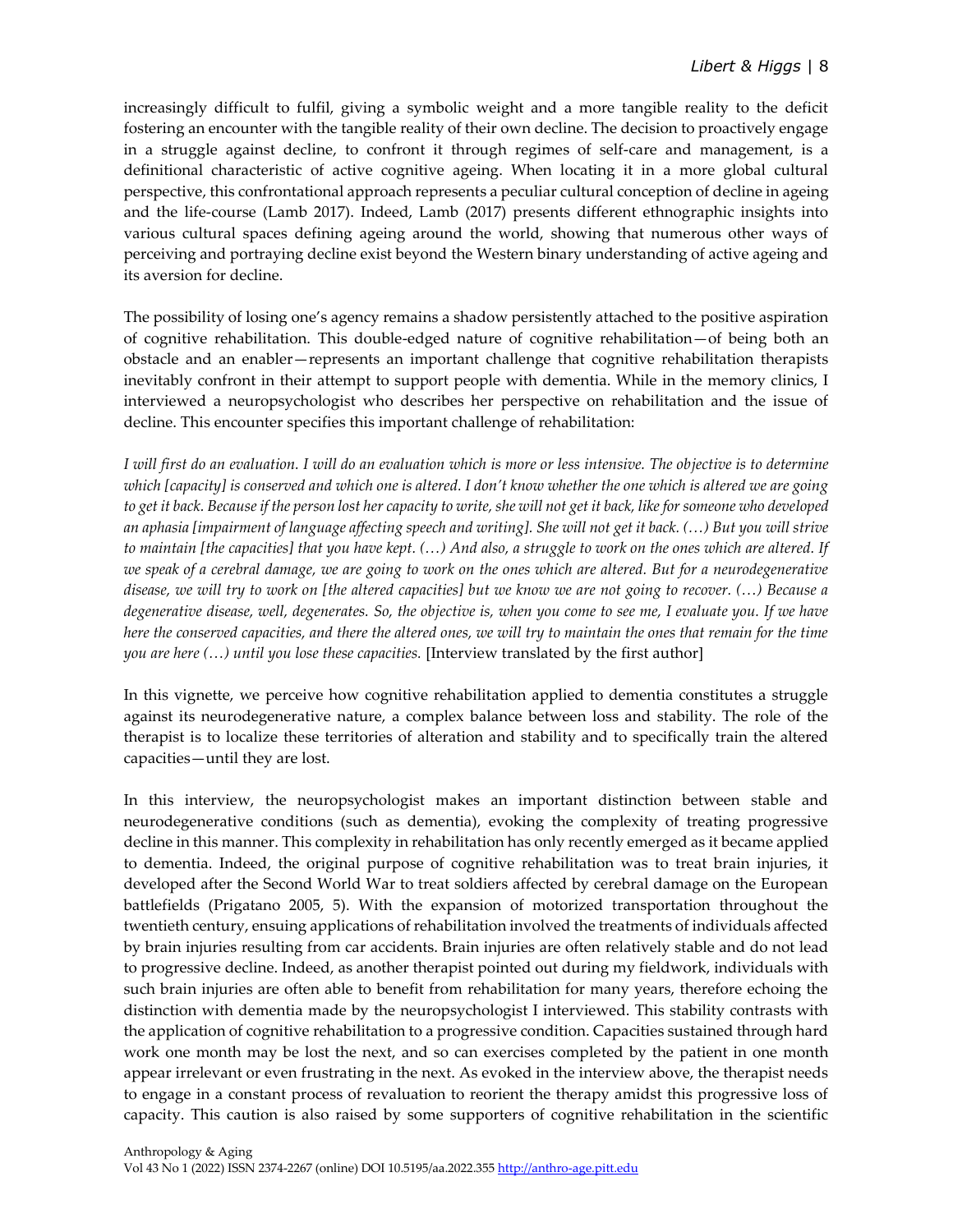increasingly difficult to fulfil, giving a symbolic weight and a more tangible reality to the deficit fostering an encounter with the tangible reality of their own decline. The decision to proactively engage in a struggle against decline, to confront it through regimes of self-care and management, is a definitional characteristic of active cognitive ageing. When locating it in a more global cultural perspective, this confrontational approach represents a peculiar cultural conception of decline in ageing and the life-course (Lamb 2017). Indeed, Lamb (2017) presents different ethnographic insights into various cultural spaces defining ageing around the world, showing that numerous other ways of perceiving and portraying decline exist beyond the Western binary understanding of active ageing and its aversion for decline.

The possibility of losing one's agency remains a shadow persistently attached to the positive aspiration of cognitive rehabilitation. This double-edged nature of cognitive rehabilitation—of being both an obstacle and an enabler—represents an important challenge that cognitive rehabilitation therapists inevitably confront in their attempt to support people with dementia. While in the memory clinics, I interviewed a neuropsychologist who describes her perspective on rehabilitation and the issue of decline. This encounter specifies this important challenge of rehabilitation:

*I will first do an evaluation. I will do an evaluation which is more or less intensive. The objective is to determine which [capacity] is conserved and which one is altered. I don't know whether the one which is altered we are going to get it back. Because if the person lost her capacity to write, she will not get it back, like for someone who developed an aphasia [impairment of language affecting speech and writing]. She will not get it back. (…) But you will strive to maintain [the capacities] that you have kept. (…) And also, a struggle to work on the ones which are altered. If we speak of a cerebral damage, we are going to work on the ones which are altered. But for a neurodegenerative disease, we will try to work on [the altered capacities] but we know we are not going to recover. (…) Because a degenerative disease, well, degenerates. So, the objective is, when you come to see me, I evaluate you. If we have here the conserved capacities, and there the altered ones, we will try to maintain the ones that remain for the time you are here (…) until you lose these capacities.* [Interview translated by the first author]

In this vignette, we perceive how cognitive rehabilitation applied to dementia constitutes a struggle against its neurodegenerative nature, a complex balance between loss and stability. The role of the therapist is to localize these territories of alteration and stability and to specifically train the altered capacities—until they are lost.

In this interview, the neuropsychologist makes an important distinction between stable and neurodegenerative conditions (such as dementia), evoking the complexity of treating progressive decline in this manner. This complexity in rehabilitation has only recently emerged as it became applied to dementia. Indeed, the original purpose of cognitive rehabilitation was to treat brain injuries, it developed after the Second World War to treat soldiers affected by cerebral damage on the European battlefields (Prigatano 2005, 5). With the expansion of motorized transportation throughout the twentieth century, ensuing applications of rehabilitation involved the treatments of individuals affected by brain injuries resulting from car accidents. Brain injuries are often relatively stable and do not lead to progressive decline. Indeed, as another therapist pointed out during my fieldwork, individuals with such brain injuries are often able to benefit from rehabilitation for many years, therefore echoing the distinction with dementia made by the neuropsychologist I interviewed. This stability contrasts with the application of cognitive rehabilitation to a progressive condition. Capacities sustained through hard work one month may be lost the next, and so can exercises completed by the patient in one month appear irrelevant or even frustrating in the next. As evoked in the interview above, the therapist needs to engage in a constant process of revaluation to reorient the therapy amidst this progressive loss of capacity. This caution is also raised by some supporters of cognitive rehabilitation in the scientific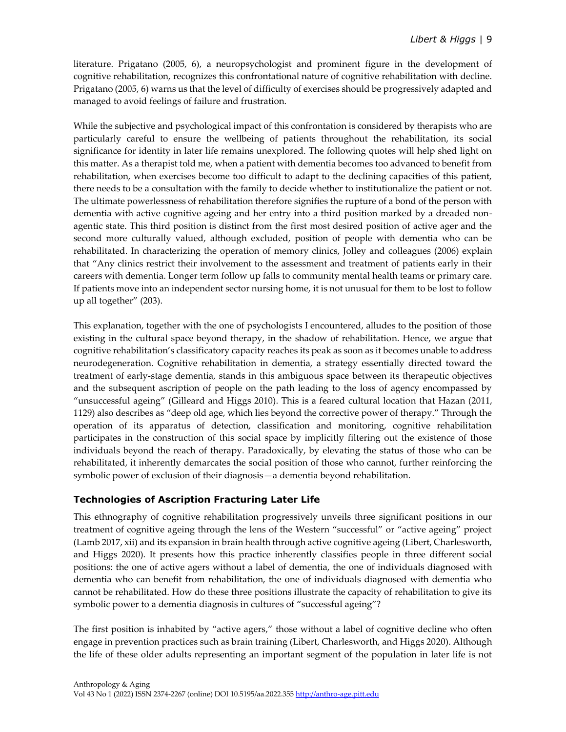literature. Prigatano (2005, 6), a neuropsychologist and prominent figure in the development of cognitive rehabilitation, recognizes this confrontational nature of cognitive rehabilitation with decline. Prigatano (2005, 6) warns us that the level of difficulty of exercises should be progressively adapted and managed to avoid feelings of failure and frustration.

While the subjective and psychological impact of this confrontation is considered by therapists who are particularly careful to ensure the wellbeing of patients throughout the rehabilitation, its social significance for identity in later life remains unexplored. The following quotes will help shed light on this matter. As a therapist told me, when a patient with dementia becomes too advanced to benefit from rehabilitation, when exercises become too difficult to adapt to the declining capacities of this patient, there needs to be a consultation with the family to decide whether to institutionalize the patient or not. The ultimate powerlessness of rehabilitation therefore signifies the rupture of a bond of the person with dementia with active cognitive ageing and her entry into a third position marked by a dreaded non-agentic state. This third position is distinct from the first most desired position of active ager and the second more culturally valued, although excluded, position of people with dementia who can be rehabilitated. In characterizing the operation of memory clinics, Jolley and colleagues (2006) explain that "Any clinics restrict their involvement to the assessment and treatment of patients early in their careers with dementia. Longer term follow up falls to community mental health teams or primary care. If patients move into an independent sector nursing home, it is not unusual for them to be lost to follow up all together" (203).

This explanation, together with the one of psychologists I encountered, alludes to the position of those existing in the cultural space beyond therapy, in the shadow of rehabilitation. Hence, we argue that cognitive rehabilitation's classificatory capacity reaches its peak as soon as it becomes unable to address neurodegeneration. Cognitive rehabilitation in dementia, a strategy essentially directed toward the treatment of early-stage dementia, stands in this ambiguous space between its therapeutic objectives and the subsequent ascription of people on the path leading to the loss of agency encompassed by "unsuccessful ageing" (Gilleard and Higgs 2010). This is a feared cultural location that Hazan (2011, 1129) also describes as "deep old age, which lies beyond the corrective power of therapy." Through the operation of its apparatus of detection, classification and monitoring, cognitive rehabilitation participates in the construction of this social space by implicitly filtering out the existence of those individuals beyond the reach of therapy. Paradoxically, by elevating the status of those who can be rehabilitated, it inherently demarcates the social position of those who cannot, further reinforcing the symbolic power of exclusion of their diagnosis—a dementia beyond rehabilitation.

## Technologies of Ascription Fracturing Later Life

This ethnography of cognitive rehabilitation progressively unveils three significant positions in our treatment of cognitive ageing through the lens of the Western "successful" or "active ageing" project (Lamb 2017, xii) and its expansion in brain health through active cognitive ageing (Libert, Charlesworth, and Higgs 2020). It presents how this practice inherently classifies people in three different social positions: the one of active agers without a label of dementia, the one of individuals diagnosed with dementia who can benefit from rehabilitation, the one of individuals diagnosed with dementia who cannot be rehabilitated. How do these three positions illustrate the capacity of rehabilitation to give its symbolic power to a dementia diagnosis in cultures of "successful ageing"?

The first position is inhabited by "active agers," those without a label of cognitive decline who often engage in prevention practices such as brain training (Libert, Charlesworth, and Higgs 2020). Although the life of these older adults representing an important segment of the population in later life is not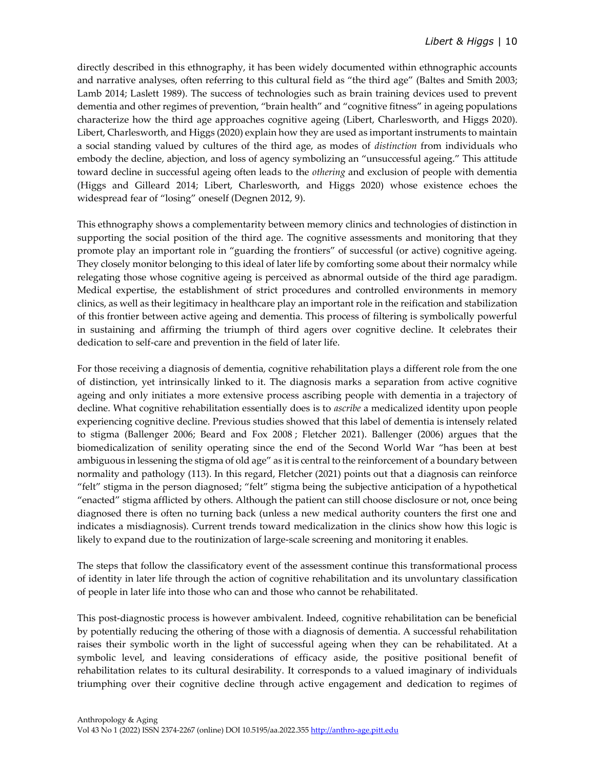directly described in this ethnography, it has been widely documented within ethnographic accounts and narrative analyses, often referring to this cultural field as "the third age" (Baltes and Smith 2003; Lamb 2014; Laslett 1989). The success of technologies such as brain training devices used to prevent dementia and other regimes of prevention, "brain health" and "cognitive fitness" in ageing populations characterize how the third age approaches cognitive ageing (Libert, Charlesworth, and Higgs 2020). Libert, Charlesworth, and Higgs (2020) explain how they are used as important instruments to maintain a social standing valued by cultures of the third age, as modes of *distinction* from individuals who embody the decline, abjection, and loss of agency symbolizing an "unsuccessful ageing." This attitude toward decline in successful ageing often leads to the *othering* and exclusion of people with dementia (Higgs and Gilleard 2014; Libert, Charlesworth, and Higgs 2020) whose existence echoes the widespread fear of "losing" oneself (Degnen 2012, 9).

This ethnography shows a complementarity between memory clinics and technologies of distinction in supporting the social position of the third age. The cognitive assessments and monitoring that they promote play an important role in "guarding the frontiers" of successful (or active) cognitive ageing. They closely monitor belonging to this ideal of later life by comforting some about their normalcy while relegating those whose cognitive ageing is perceived as abnormal outside of the third age paradigm. Medical expertise, the establishment of strict procedures and controlled environments in memory clinics, as well as their legitimacy in healthcare play an important role in the reification and stabilization of this frontier between active ageing and dementia. This process of filtering is symbolically powerful in sustaining and affirming the triumph of third agers over cognitive decline. It celebrates their dedication to self-care and prevention in the field of later life.

For those receiving a diagnosis of dementia, cognitive rehabilitation plays a different role from the one of distinction, yet intrinsically linked to it. The diagnosis marks a separation from active cognitive ageing and only initiates a more extensive process ascribing people with dementia in a trajectory of decline. What cognitive rehabilitation essentially does is to *ascribe* a medicalized identity upon people experiencing cognitive decline. Previous studies showed that this label of dementia is intensely related to stigma (Ballenger 2006; Beard and Fox 2008 ; Fletcher 2021). Ballenger (2006) argues that the biomedicalization of senility operating since the end of the Second World War "has been at best ambiguous in lessening the stigma of old age" as it is central to the reinforcement of a boundary between normality and pathology (113). In this regard, Fletcher (2021) points out that a diagnosis can reinforce "felt" stigma in the person diagnosed; "felt" stigma being the subjective anticipation of a hypothetical "enacted" stigma afflicted by others. Although the patient can still choose disclosure or not, once being diagnosed there is often no turning back (unless a new medical authority counters the first one and indicates a misdiagnosis). Current trends toward medicalization in the clinics show how this logic is likely to expand due to the routinization of large-scale screening and monitoring it enables.

The steps that follow the classificatory event of the assessment continue this transformational process of identity in later life through the action of cognitive rehabilitation and its unvoluntary classification of people in later life into those who can and those who cannot be rehabilitated.

This post-diagnostic process is however ambivalent. Indeed, cognitive rehabilitation can be beneficial by potentially reducing the othering of those with a diagnosis of dementia. A successful rehabilitation raises their symbolic worth in the light of successful ageing when they can be rehabilitated. At a symbolic level, and leaving considerations of efficacy aside, the positive positional benefit of rehabilitation relates to its cultural desirability. It corresponds to a valued imaginary of individuals triumphing over their cognitive decline through active engagement and dedication to regimes of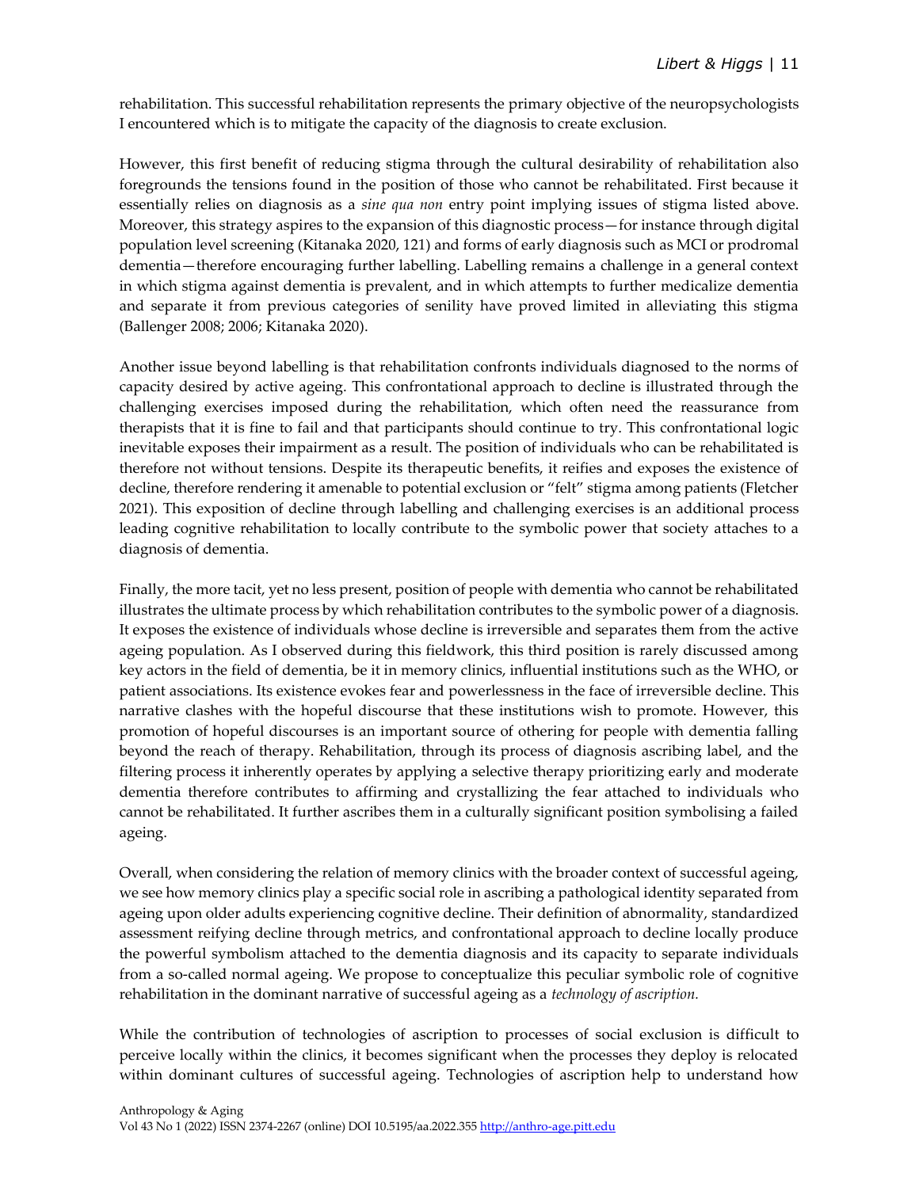rehabilitation. This successful rehabilitation represents the primary objective of the neuropsychologists I encountered which is to mitigate the capacity of the diagnosis to create exclusion.

However, this first benefit of reducing stigma through the cultural desirability of rehabilitation also foregrounds the tensions found in the position of those who cannot be rehabilitated. First because it essentially relies on diagnosis as a *sine qua non* entry point implying issues of stigma listed above. Moreover, this strategy aspires to the expansion of this diagnostic process—for instance through digital population level screening (Kitanaka 2020, 121) and forms of early diagnosis such as MCI or prodromal dementia—therefore encouraging further labelling. Labelling remains a challenge in a general context in which stigma against dementia is prevalent, and in which attempts to further medicalize dementia and separate it from previous categories of senility have proved limited in alleviating this stigma (Ballenger 2008; 2006; Kitanaka 2020).

Another issue beyond labelling is that rehabilitation confronts individuals diagnosed to the norms of capacity desired by active ageing. This confrontational approach to decline is illustrated through the challenging exercises imposed during the rehabilitation, which often need the reassurance from therapists that it is fine to fail and that participants should continue to try. This confrontational logic inevitable exposes their impairment as a result. The position of individuals who can be rehabilitated is therefore not without tensions. Despite its therapeutic benefits, it reifies and exposes the existence of decline, therefore rendering it amenable to potential exclusion or "felt" stigma among patients (Fletcher 2021). This exposition of decline through labelling and challenging exercises is an additional process leading cognitive rehabilitation to locally contribute to the symbolic power that society attaches to a diagnosis of dementia.

Finally, the more tacit, yet no less present, position of people with dementia who cannot be rehabilitated illustrates the ultimate process by which rehabilitation contributes to the symbolic power of a diagnosis. It exposes the existence of individuals whose decline is irreversible and separates them from the active ageing population. As I observed during this fieldwork, this third position is rarely discussed among key actors in the field of dementia, be it in memory clinics, influential institutions such as the WHO, or patient associations. Its existence evokes fear and powerlessness in the face of irreversible decline. This narrative clashes with the hopeful discourse that these institutions wish to promote. However, this promotion of hopeful discourses is an important source of othering for people with dementia falling beyond the reach of therapy. Rehabilitation, through its process of diagnosis ascribing label, and the filtering process it inherently operates by applying a selective therapy prioritizing early and moderate dementia therefore contributes to affirming and crystallizing the fear attached to individuals who cannot be rehabilitated. It further ascribes them in a culturally significant position symbolising a failed ageing.

Overall, when considering the relation of memory clinics with the broader context of successful ageing, we see how memory clinics play a specific social role in ascribing a pathological identity separated from ageing upon older adults experiencing cognitive decline. Their definition of abnormality, standardized assessment reifying decline through metrics, and confrontational approach to decline locally produce the powerful symbolism attached to the dementia diagnosis and its capacity to separate individuals from a so-called normal ageing. We propose to conceptualize this peculiar symbolic role of cognitive rehabilitation in the dominant narrative of successful ageing as a *technology of ascription.*

While the contribution of technologies of ascription to processes of social exclusion is difficult to perceive locally within the clinics, it becomes significant when the processes they deploy is relocated within dominant cultures of successful ageing. Technologies of ascription help to understand how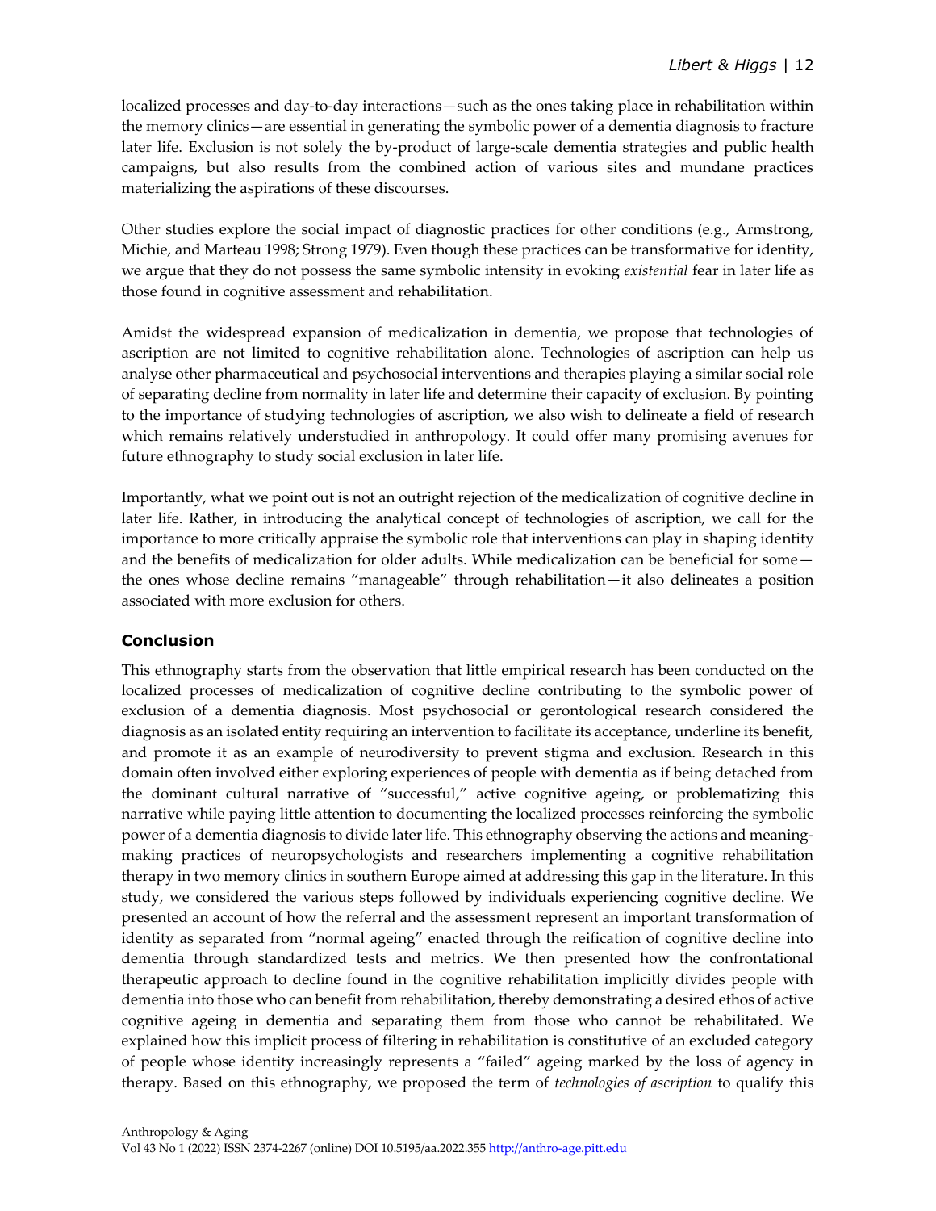localized processes and day-to-day interactions—such as the ones taking place in rehabilitation within the memory clinics—are essential in generating the symbolic power of a dementia diagnosis to fracture later life. Exclusion is not solely the by-product of large-scale dementia strategies and public health campaigns, but also results from the combined action of various sites and mundane practices materializing the aspirations of these discourses.

Other studies explore the social impact of diagnostic practices for other conditions (e.g., Armstrong, Michie, and Marteau 1998; Strong 1979). Even though these practices can be transformative for identity, we argue that they do not possess the same symbolic intensity in evoking *existential* fear in later life as those found in cognitive assessment and rehabilitation.

Amidst the widespread expansion of medicalization in dementia, we propose that technologies of ascription are not limited to cognitive rehabilitation alone. Technologies of ascription can help us analyse other pharmaceutical and psychosocial interventions and therapies playing a similar social role of separating decline from normality in later life and determine their capacity of exclusion. By pointing to the importance of studying technologies of ascription, we also wish to delineate a field of research which remains relatively understudied in anthropology. It could offer many promising avenues for future ethnography to study social exclusion in later life.

Importantly, what we point out is not an outright rejection of the medicalization of cognitive decline in later life. Rather, in introducing the analytical concept of technologies of ascription, we call for the importance to more critically appraise the symbolic role that interventions can play in shaping identity and the benefits of medicalization for older adults. While medicalization can be beneficial for some—the ones whose decline remains "manageable" through rehabilitation—it also delineates a position associated with more exclusion for others.

## Conclusion

This ethnography starts from the observation that little empirical research has been conducted on the localized processes of medicalization of cognitive decline contributing to the symbolic power of exclusion of a dementia diagnosis. Most psychosocial or gerontological research considered the diagnosis as an isolated entity requiring an intervention to facilitate its acceptance, underline its benefit, and promote it as an example of neurodiversity to prevent stigma and exclusion. Research in this domain often involved either exploring experiences of people with dementia as if being detached from the dominant cultural narrative of "successful," active cognitive ageing, or problematizing this narrative while paying little attention to documenting the localized processes reinforcing the symbolic power of a dementia diagnosis to divide later life. This ethnography observing the actions and meaning-making practices of neuropsychologists and researchers implementing a cognitive rehabilitation therapy in two memory clinics in southern Europe aimed at addressing this gap in the literature. In this study, we considered the various steps followed by individuals experiencing cognitive decline. We presented an account of how the referral and the assessment represent an important transformation of identity as separated from "normal ageing" enacted through the reification of cognitive decline into dementia through standardized tests and metrics. We then presented how the confrontational therapeutic approach to decline found in the cognitive rehabilitation implicitly divides people with dementia into those who can benefit from rehabilitation, thereby demonstrating a desired ethos of active cognitive ageing in dementia and separating them from those who cannot be rehabilitated. We explained how this implicit process of filtering in rehabilitation is constitutive of an excluded category of people whose identity increasingly represents a "failed" ageing marked by the loss of agency in therapy. Based on this ethnography, we proposed the term of *technologies of ascription* to qualify this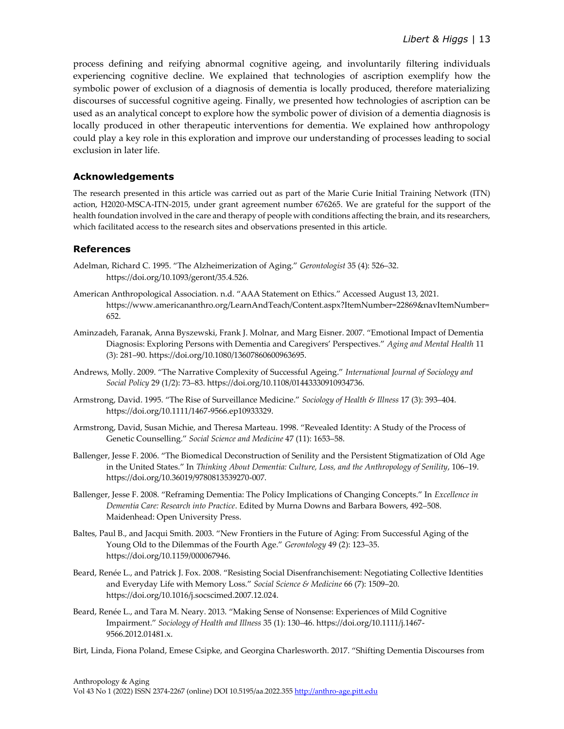process defining and reifying abnormal cognitive ageing, and involuntarily filtering individuals experiencing cognitive decline. We explained that technologies of ascription exemplify how the symbolic power of exclusion of a diagnosis of dementia is locally produced, therefore materializing discourses of successful cognitive ageing. Finally, we presented how technologies of ascription can be used as an analytical concept to explore how the symbolic power of division of a dementia diagnosis is locally produced in other therapeutic interventions for dementia. We explained how anthropology could play a key role in this exploration and improve our understanding of processes leading to social exclusion in later life.

## Acknowledgements

The research presented in this article was carried out as part of the Marie Curie Initial Training Network (ITN) action, H2020-MSCA-ITN-2015, under grant agreement number 676265. We are grateful for the support of the health foundation involved in the care and therapy of people with conditions affecting the brain, and its researchers, which facilitated access to the research sites and observations presented in this article.

## References

Adelman, Richard C. 1995. "The Alzheimerization of Aging." *Gerontologist* 35 (4): 526–32. https://doi.org/10.1093/geront/35.4.526.

American Anthropological Association. n.d. "AAA Statement on Ethics." Accessed August 13, 2021. https://www.americananthro.org/LearnAndTeach/Content.aspx?ItemNumber=22869&navItemNumber=652.

Aminzadeh, Faranak, Anna Byszewski, Frank J. Molnar, and Marg Eisner. 2007. "Emotional Impact of Dementia Diagnosis: Exploring Persons with Dementia and Caregivers' Perspectives." *Aging and Mental Health* 11 (3): 281–90. https://doi.org/10.1080/13607860600963695.

Andrews, Molly. 2009. "The Narrative Complexity of Successful Ageing." *International Journal of Sociology and Social Policy* 29 (1/2): 73–83. https://doi.org/10.1108/01443330910934736.

Armstrong, David. 1995. "The Rise of Surveillance Medicine." *Sociology of Health & Illness* 17 (3): 393–404. https://doi.org/10.1111/1467-9566.ep10933329.

Armstrong, David, Susan Michie, and Theresa Marteau. 1998. "Revealed Identity: A Study of the Process of Genetic Counselling." *Social Science and Medicine* 47 (11): 1653–58.

Ballenger, Jesse F. 2006. "The Biomedical Deconstruction of Senility and the Persistent Stigmatization of Old Age in the United States." In *Thinking About Dementia: Culture, Loss, and the Anthropology of Senility*, 106–19. https://doi.org/10.36019/9780813539270-007.

Ballenger, Jesse F. 2008. "Reframing Dementia: The Policy Implications of Changing Concepts." In *Excellence in Dementia Care: Research into Practice*. Edited by Murna Downs and Barbara Bowers, 492–508. Maidenhead: Open University Press.

Baltes, Paul B., and Jacqui Smith. 2003. "New Frontiers in the Future of Aging: From Successful Aging of the Young Old to the Dilemmas of the Fourth Age." *Gerontology* 49 (2): 123–35. https://doi.org/10.1159/000067946.

Beard, Renée L., and Patrick J. Fox. 2008. "Resisting Social Disenfranchisement: Negotiating Collective Identities and Everyday Life with Memory Loss." *Social Science & Medicine* 66 (7): 1509–20. https://doi.org/10.1016/j.socscimed.2007.12.024.

Beard, Renée L., and Tara M. Neary. 2013. "Making Sense of Nonsense: Experiences of Mild Cognitive Impairment." *Sociology of Health and Illness* 35 (1): 130–46. https://doi.org/10.1111/j.1467-9566.2012.01481.x.

Birt, Linda, Fiona Poland, Emese Csipke, and Georgina Charlesworth. 2017. "Shifting Dementia Discourses from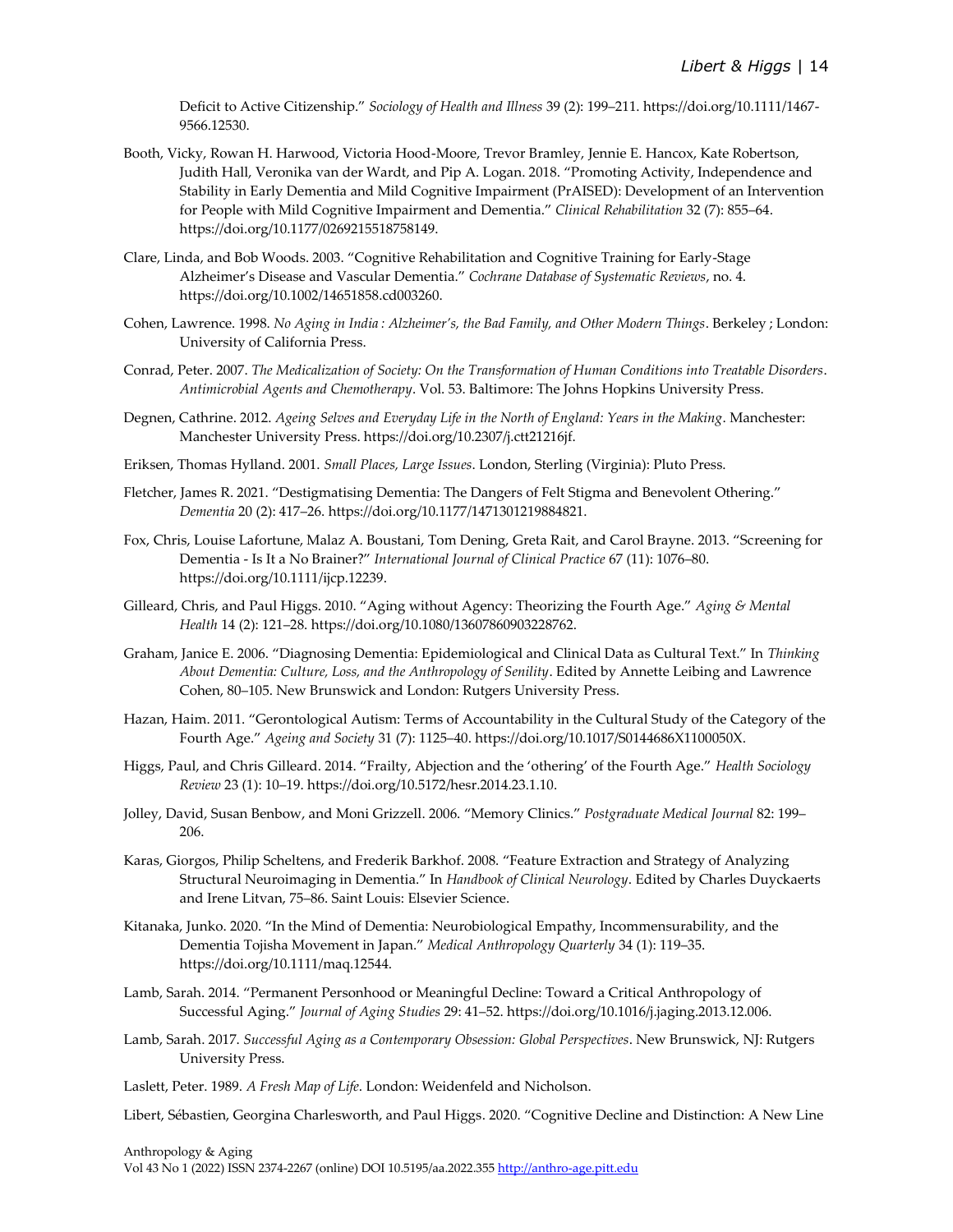Deficit to Active Citizenship." *Sociology of Health and Illness* 39 (2): 199–211. https://doi.org/10.1111/1467-9566.12530.

Booth, Vicky, Rowan H. Harwood, Victoria Hood-Moore, Trevor Bramley, Jennie E. Hancox, Kate Robertson, Judith Hall, Veronika van der Wardt, and Pip A. Logan. 2018. "Promoting Activity, Independence and Stability in Early Dementia and Mild Cognitive Impairment (PrAISED): Development of an Intervention for People with Mild Cognitive Impairment and Dementia." *Clinical Rehabilitation* 32 (7): 855–64. https://doi.org/10.1177/0269215518758149.

Clare, Linda, and Bob Woods. 2003. "Cognitive Rehabilitation and Cognitive Training for Early-Stage Alzheimer's Disease and Vascular Dementia." *Cochrane Database of Systematic Reviews*, no. 4. https://doi.org/10.1002/14651858.cd003260.

Cohen, Lawrence. 1998. *No Aging in India : Alzheimer's, the Bad Family, and Other Modern Things*. Berkeley ; London: University of California Press.

Conrad, Peter. 2007. *The Medicalization of Society: On the Transformation of Human Conditions into Treatable Disorders*. *Antimicrobial Agents and Chemotherapy*. Vol. 53. Baltimore: The Johns Hopkins University Press.

Degnen, Cathrine. 2012. *Ageing Selves and Everyday Life in the North of England: Years in the Making*. Manchester: Manchester University Press. https://doi.org/10.2307/j.ctt21216jf.

Eriksen, Thomas Hylland. 2001. *Small Places, Large Issues*. London, Sterling (Virginia): Pluto Press.

Fletcher, James R. 2021. "Destigmatising Dementia: The Dangers of Felt Stigma and Benevolent Othering." *Dementia* 20 (2): 417–26. https://doi.org/10.1177/1471301219884821.

Fox, Chris, Louise Lafortune, Malaz A. Boustani, Tom Dening, Greta Rait, and Carol Brayne. 2013. "Screening for Dementia - Is It a No Brainer?" *International Journal of Clinical Practice* 67 (11): 1076–80. https://doi.org/10.1111/ijcp.12239.

Gilleard, Chris, and Paul Higgs. 2010. "Aging without Agency: Theorizing the Fourth Age." *Aging & Mental Health* 14 (2): 121–28. https://doi.org/10.1080/13607860903228762.

Graham, Janice E. 2006. "Diagnosing Dementia: Epidemiological and Clinical Data as Cultural Text." In *Thinking About Dementia: Culture, Loss, and the Anthropology of Senility*. Edited by Annette Leibing and Lawrence Cohen, 80–105. New Brunswick and London: Rutgers University Press.

Hazan, Haim. 2011. "Gerontological Autism: Terms of Accountability in the Cultural Study of the Category of the Fourth Age." *Ageing and Society* 31 (7): 1125–40. https://doi.org/10.1017/S0144686X1100050X.

Higgs, Paul, and Chris Gilleard. 2014. "Frailty, Abjection and the 'othering' of the Fourth Age." *Health Sociology Review* 23 (1): 10–19. https://doi.org/10.5172/hesr.2014.23.1.10.

Jolley, David, Susan Benbow, and Moni Grizzell. 2006. "Memory Clinics." *Postgraduate Medical Journal* 82: 199–206.

Karas, Giorgos, Philip Scheltens, and Frederik Barkhof. 2008. "Feature Extraction and Strategy of Analyzing Structural Neuroimaging in Dementia." In *Handbook of Clinical Neurology*. Edited by Charles Duyckaerts and Irene Litvan, 75–86. Saint Louis: Elsevier Science.

Kitanaka, Junko. 2020. "In the Mind of Dementia: Neurobiological Empathy, Incommensurability, and the Dementia Tojisha Movement in Japan." *Medical Anthropology Quarterly* 34 (1): 119–35. https://doi.org/10.1111/maq.12544.

Lamb, Sarah. 2014. "Permanent Personhood or Meaningful Decline: Toward a Critical Anthropology of Successful Aging." *Journal of Aging Studies* 29: 41–52. https://doi.org/10.1016/j.jaging.2013.12.006.

Lamb, Sarah. 2017. *Successful Aging as a Contemporary Obsession: Global Perspectives*. New Brunswick, NJ: Rutgers University Press.

Laslett, Peter. 1989. *A Fresh Map of Life*. London: Weidenfeld and Nicholson.

Libert, Sébastien, Georgina Charlesworth, and Paul Higgs. 2020. "Cognitive Decline and Distinction: A New Line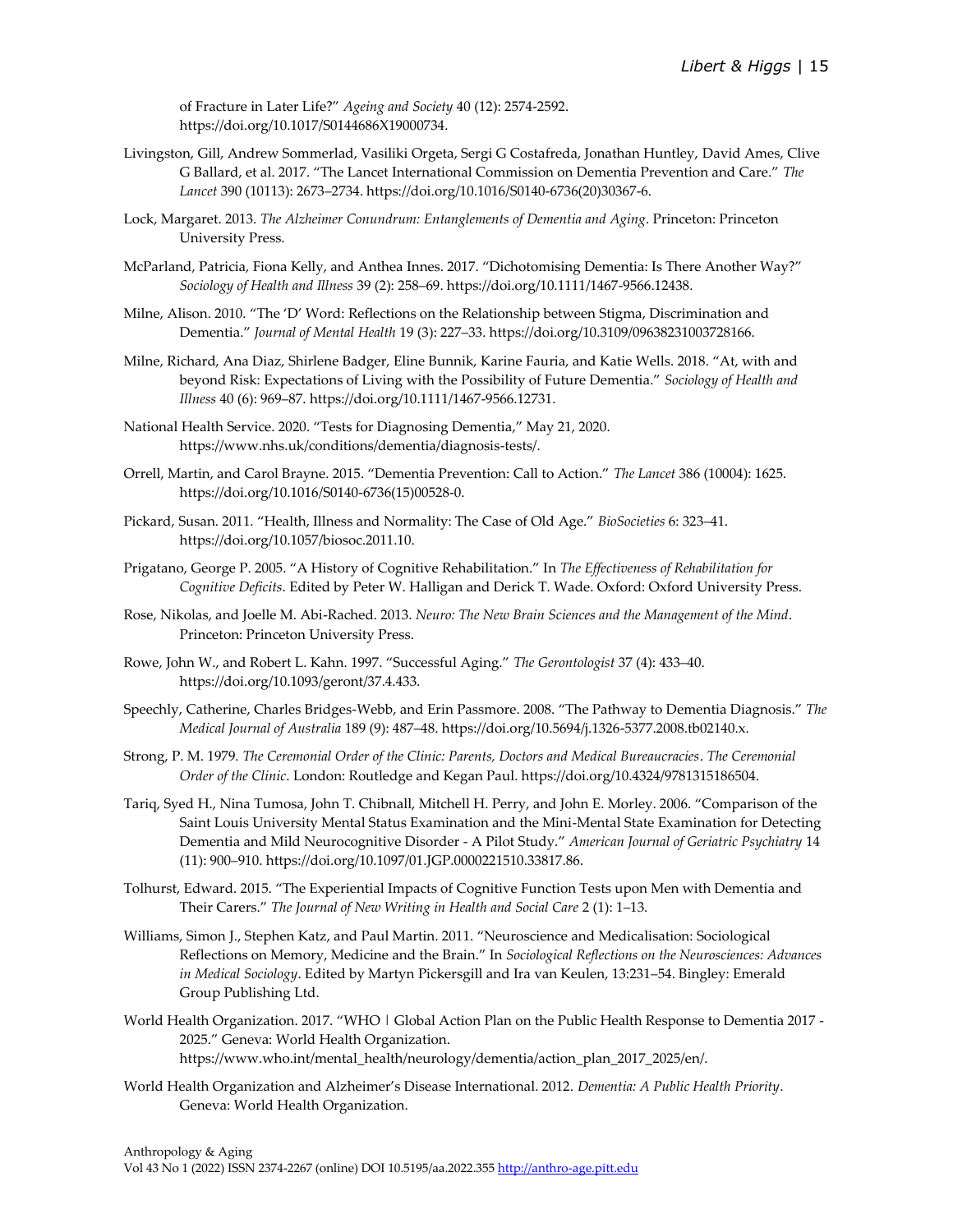of Fracture in Later Life?" *Ageing and Society* 40 (12): 2574-2592. https://doi.org/10.1017/S0144686X19000734.

Livingston, Gill, Andrew Sommerlad, Vasiliki Orgeta, Sergi G Costafreda, Jonathan Huntley, David Ames, Clive G Ballard, et al. 2017. "The Lancet International Commission on Dementia Prevention and Care." *The Lancet* 390 (10113): 2673–2734. https://doi.org/10.1016/S0140-6736(20)30367-6.

Lock, Margaret. 2013. *The Alzheimer Conundrum: Entanglements of Dementia and Aging*. Princeton: Princeton University Press.

McParland, Patricia, Fiona Kelly, and Anthea Innes. 2017. "Dichotomising Dementia: Is There Another Way?" *Sociology of Health and Illness* 39 (2): 258–69. https://doi.org/10.1111/1467-9566.12438.

Milne, Alison. 2010. "The 'D' Word: Reflections on the Relationship between Stigma, Discrimination and Dementia." *Journal of Mental Health* 19 (3): 227–33. https://doi.org/10.3109/09638231003728166.

Milne, Richard, Ana Diaz, Shirlene Badger, Eline Bunnik, Karine Fauria, and Katie Wells. 2018. "At, with and beyond Risk: Expectations of Living with the Possibility of Future Dementia." *Sociology of Health and Illness* 40 (6): 969–87. https://doi.org/10.1111/1467-9566.12731.

National Health Service. 2020. "Tests for Diagnosing Dementia," May 21, 2020. https://www.nhs.uk/conditions/dementia/diagnosis-tests/.

Orrell, Martin, and Carol Brayne. 2015. "Dementia Prevention: Call to Action." *The Lancet* 386 (10004): 1625. https://doi.org/10.1016/S0140-6736(15)00528-0.

Pickard, Susan. 2011. "Health, Illness and Normality: The Case of Old Age." *BioSocieties* 6: 323–41. https://doi.org/10.1057/biosoc.2011.10.

Prigatano, George P. 2005. "A History of Cognitive Rehabilitation." In *The Effectiveness of Rehabilitation for Cognitive Deficits*. Edited by Peter W. Halligan and Derick T. Wade. Oxford: Oxford University Press.

Rose, Nikolas, and Joelle M. Abi-Rached. 2013. *Neuro: The New Brain Sciences and the Management of the Mind*. Princeton: Princeton University Press.

Rowe, John W., and Robert L. Kahn. 1997. "Successful Aging." *The Gerontologist* 37 (4): 433–40. https://doi.org/10.1093/geront/37.4.433.

Speechly, Catherine, Charles Bridges-Webb, and Erin Passmore. 2008. "The Pathway to Dementia Diagnosis." *The Medical Journal of Australia* 189 (9): 487–48. https://doi.org/10.5694/j.1326-5377.2008.tb02140.x.

Strong, P. M. 1979. *The Ceremonial Order of the Clinic: Parents, Doctors and Medical Bureaucracies*. *The Ceremonial Order of the Clinic*. London: Routledge and Kegan Paul. https://doi.org/10.4324/9781315186504.

Tariq, Syed H., Nina Tumosa, John T. Chibnall, Mitchell H. Perry, and John E. Morley. 2006. "Comparison of the Saint Louis University Mental Status Examination and the Mini-Mental State Examination for Detecting Dementia and Mild Neurocognitive Disorder - A Pilot Study." *American Journal of Geriatric Psychiatry* 14 (11): 900–910. https://doi.org/10.1097/01.JGP.0000221510.33817.86.

Tolhurst, Edward. 2015. "The Experiential Impacts of Cognitive Function Tests upon Men with Dementia and Their Carers." *The Journal of New Writing in Health and Social Care* 2 (1): 1–13.

Williams, Simon J., Stephen Katz, and Paul Martin. 2011. "Neuroscience and Medicalisation: Sociological Reflections on Memory, Medicine and the Brain." In *Sociological Reflections on the Neurosciences: Advances in Medical Sociology*. Edited by Martyn Pickersgill and Ira van Keulen, 13:231–54. Bingley: Emerald Group Publishing Ltd.

World Health Organization. 2017. "WHO | Global Action Plan on the Public Health Response to Dementia 2017 - 2025." Geneva: World Health Organization. https://www.who.int/mental_health/neurology/dementia/action_plan_2017_2025/en/.

World Health Organization and Alzheimer's Disease International. 2012. *Dementia: A Public Health Priority*. Geneva: World Health Organization.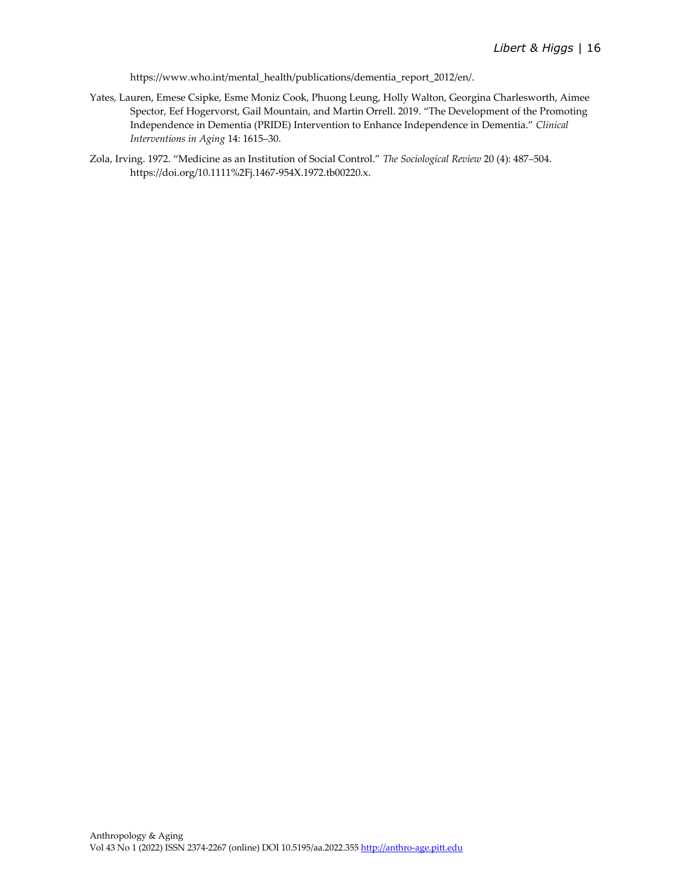https://www.who.int/mental_health/publications/dementia_report_2012/en/.

Yates, Lauren, Emese Csipke, Esme Moniz Cook, Phuong Leung, Holly Walton, Georgina Charlesworth, Aimee Spector, Eef Hogervorst, Gail Mountain, and Martin Orrell. 2019. "The Development of the Promoting Independence in Dementia (PRIDE) Intervention to Enhance Independence in Dementia." *Clinical Interventions in Aging* 14: 1615–30.

Zola, Irving. 1972. "Medicine as an Institution of Social Control." *The Sociological Review* 20 (4): 487–504. https://doi.org/10.1111%2Fj.1467-954X.1972.tb00220.x.